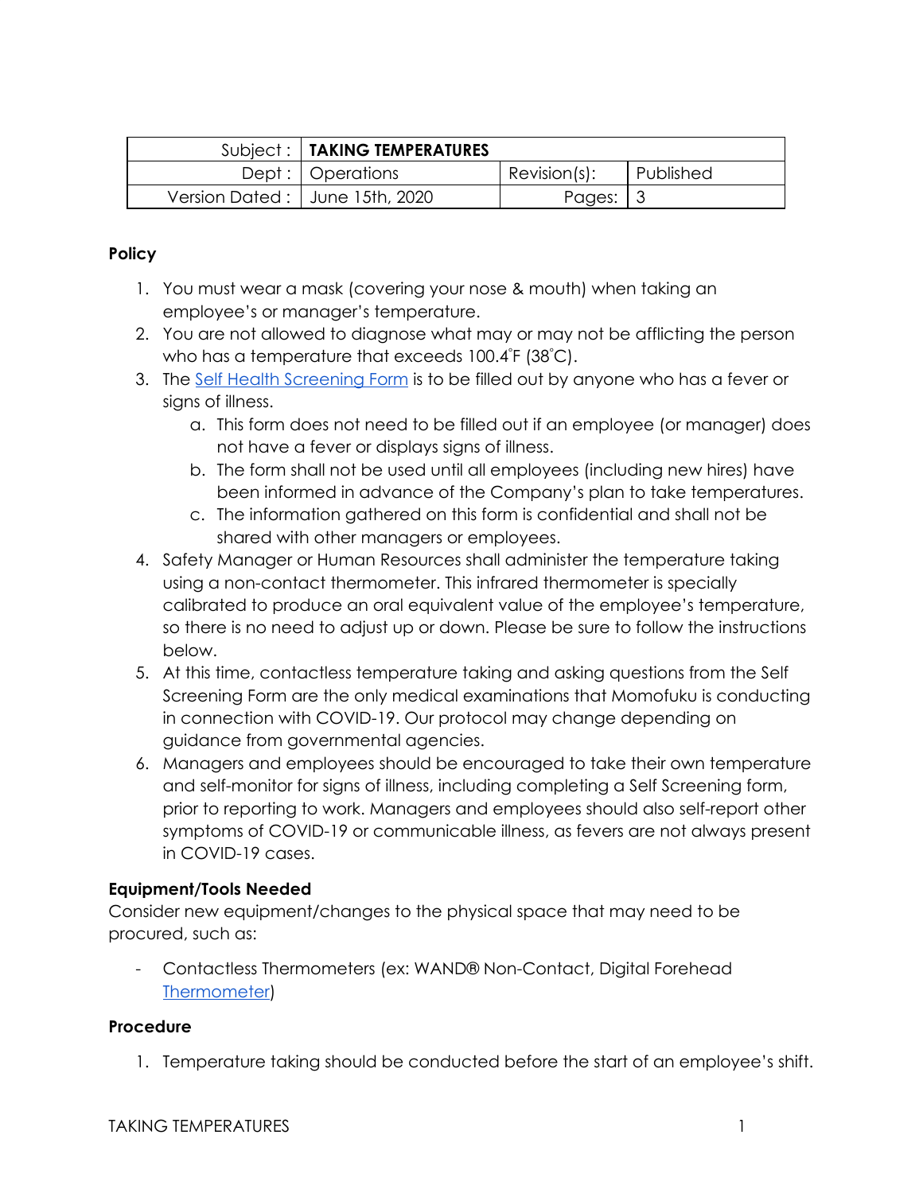| Subject : | TAKING TEMPERATURES | | |
|---|---|---|---|
| Dept : | Operations | Revision(s): | Published |
| Version Dated : | June 15th, 2020 | Pages: | 3 |

**Policy**

1. You must wear a mask (covering your nose & mouth) when taking an employee's or manager's temperature.
2. You are not allowed to diagnose what may or may not be afflicting the person who has a temperature that exceeds 100.4˚F (38˚C).
3. The [Self Health Screening Form]() is to be filled out by anyone who has a fever or signs of illness.
   a. This form does not need to be filled out if an employee (or manager) does not have a fever or displays signs of illness.
   b. The form shall not be used until all employees (including new hires) have been informed in advance of the Company's plan to take temperatures.
   c. The information gathered on this form is confidential and shall not be shared with other managers or employees.
4. Safety Manager or Human Resources shall administer the temperature taking using a non-contact thermometer. This infrared thermometer is specially calibrated to produce an oral equivalent value of the employee's temperature, so there is no need to adjust up or down. Please be sure to follow the instructions below.
5. At this time, contactless temperature taking and asking questions from the Self Screening Form are the only medical examinations that Momofuku is conducting in connection with COVID-19. Our protocol may change depending on guidance from governmental agencies.
6. Managers and employees should be encouraged to take their own temperature and self-monitor for signs of illness, including completing a Self Screening form, prior to reporting to work. Managers and employees should also self-report other symptoms of COVID-19 or communicable illness, as fevers are not always present in COVID-19 cases.

**Equipment/Tools Needed**

Consider new equipment/changes to the physical space that may need to be procured, such as:

- Contactless Thermometers (ex: WAND® Non-Contact, Digital Forehead [Thermometer]())

**Procedure**

1. Temperature taking should be conducted before the start of an employee's shift.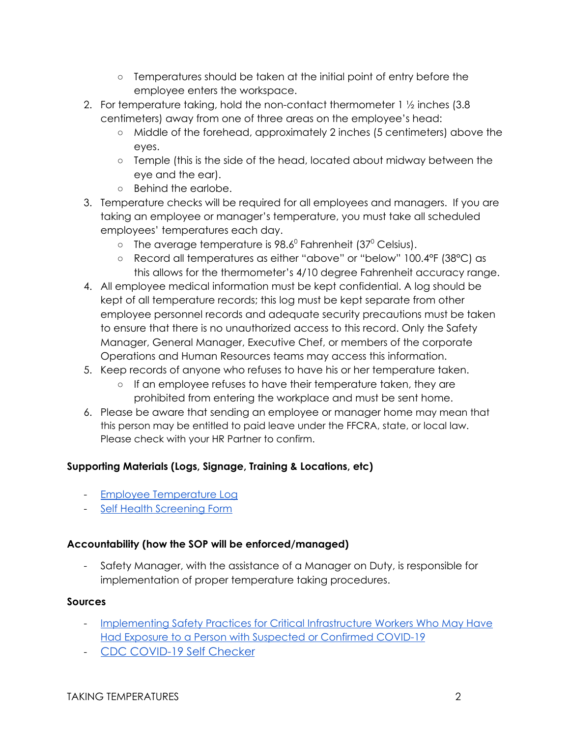- Temperatures should be taken at the initial point of entry before the employee enters the workspace.

2. For temperature taking, hold the non-contact thermometer 1 ½ inches (3.8 centimeters) away from one of three areas on the employee's head:
    - Middle of the forehead, approximately 2 inches (5 centimeters) above the eyes.
    - Temple (this is the side of the head, located about midway between the eye and the ear).
    - Behind the earlobe.
3. Temperature checks will be required for all employees and managers. If you are taking an employee or manager's temperature, you must take all scheduled employees' temperatures each day.
    - The average temperature is $98.6^0$ Fahrenheit ($37^0$ Celsius).
    - Record all temperatures as either "above" or "below" 100.4°F (38°C) as this allows for the thermometer's 4/10 degree Fahrenheit accuracy range.
4. All employee medical information must be kept confidential. A log should be kept of all temperature records; this log must be kept separate from other employee personnel records and adequate security precautions must be taken to ensure that there is no unauthorized access to this record. Only the Safety Manager, General Manager, Executive Chef, or members of the corporate Operations and Human Resources teams may access this information.
5. Keep records of anyone who refuses to have his or her temperature taken.
    - If an employee refuses to have their temperature taken, they are prohibited from entering the workplace and must be sent home.
6. Please be aware that sending an employee or manager home may mean that this person may be entitled to paid leave under the FFCRA, state, or local law. Please check with your HR Partner to confirm.

**Supporting Materials (Logs, Signage, Training & Locations, etc)**

- Employee Temperature Log
- Self Health Screening Form

**Accountability (how the SOP will be enforced/managed)**

- Safety Manager, with the assistance of a Manager on Duty, is responsible for implementation of proper temperature taking procedures.

**Sources**

- Implementing Safety Practices for Critical Infrastructure Workers Who May Have Had Exposure to a Person with Suspected or Confirmed COVID-19
- CDC COVID-19 Self Checker